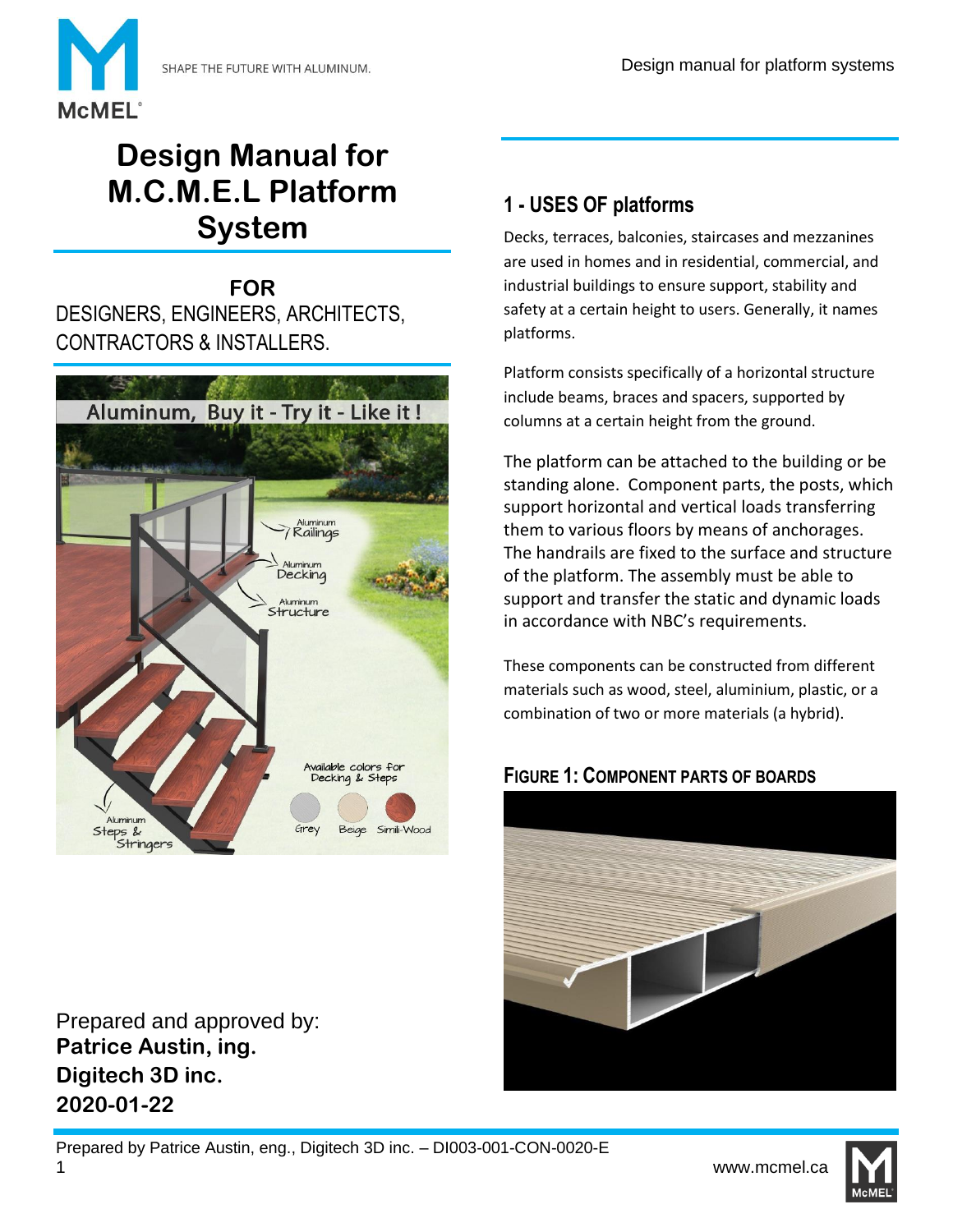# Design Manual for M.C.M.E.L Platform System

**FOR**
DESIGNERS, ENGINEERS, ARCHITECTS, CONTRACTORS & INSTALLERS.

Prepared and approved by:
**Patrice Austin, ing.**
**Digitech 3D inc.**
**2020-01-22**

## 1 - USES OF platforms

Decks, terraces, balconies, staircases and mezzanines are used in homes and in residential, commercial, and industrial buildings to ensure support, stability and safety at a certain height to users. Generally, it names platforms.

Platform consists specifically of a horizontal structure include beams, braces and spacers, supported by columns at a certain height from the ground.

The platform can be attached to the building or be standing alone. Component parts, the posts, which support horizontal and vertical loads transferring them to various floors by means of anchorages. The handrails are fixed to the surface and structure of the platform. The assembly must be able to support and transfer the static and dynamic loads in accordance with NBC's requirements.

These components can be constructed from different materials such as wood, steel, aluminium, plastic, or a combination of two or more materials (a hybrid).

**FIGURE 1: COMPONENT PARTS OF BOARDS**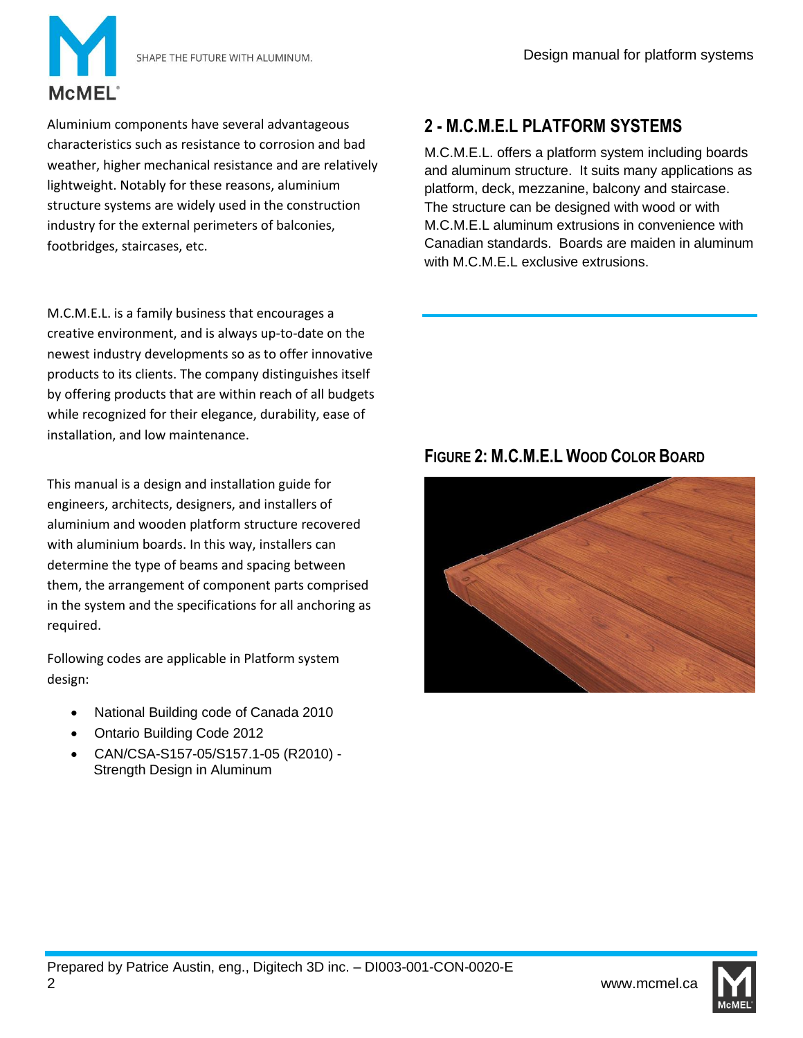Aluminium components have several advantageous characteristics such as resistance to corrosion and bad weather, higher mechanical resistance and are relatively lightweight. Notably for these reasons, aluminium structure systems are widely used in the construction industry for the external perimeters of balconies, footbridges, staircases, etc.

M.C.M.E.L. is a family business that encourages a creative environment, and is always up-to-date on the newest industry developments so as to offer innovative products to its clients. The company distinguishes itself by offering products that are within reach of all budgets while recognized for their elegance, durability, ease of installation, and low maintenance.

This manual is a design and installation guide for engineers, architects, designers, and installers of aluminium and wooden platform structure recovered with aluminium boards. In this way, installers can determine the type of beams and spacing between them, the arrangement of component parts comprised in the system and the specifications for all anchoring as required.

Following codes are applicable in Platform system design:

- National Building code of Canada 2010
- Ontario Building Code 2012
- CAN/CSA-S157-05/S157.1-05 (R2010) - Strength Design in Aluminum

## 2 - M.C.M.E.L PLATFORM SYSTEMS

M.C.M.E.L. offers a platform system including boards and aluminum structure. It suits many applications as platform, deck, mezzanine, balcony and staircase. The structure can be designed with wood or with M.C.M.E.L aluminum extrusions in convenience with Canadian standards. Boards are maiden in aluminum with M.C.M.E.L exclusive extrusions.

**FIGURE 2: M.C.M.E.L WOOD COLOR BOARD**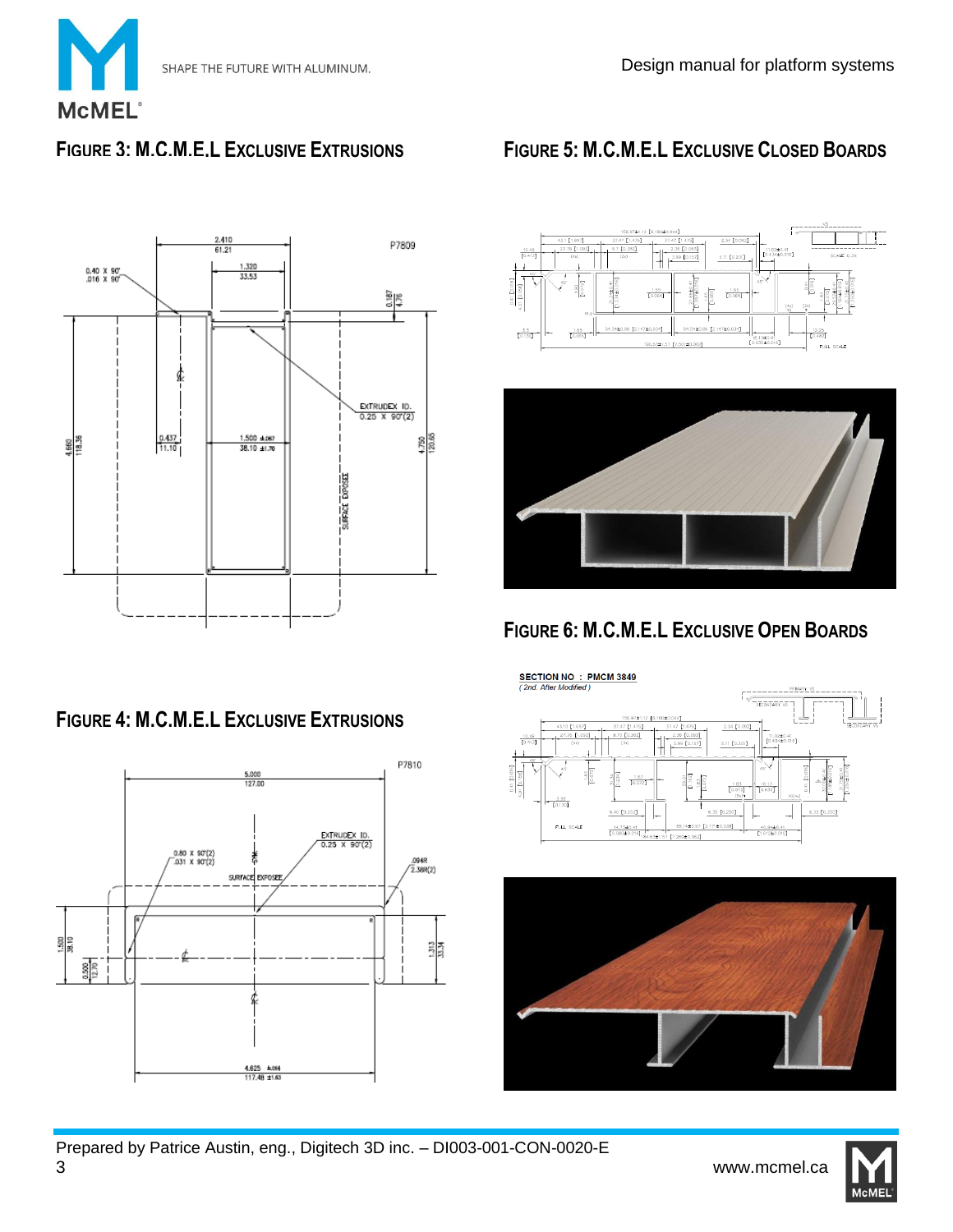## Figure 3: M.C.M.E.L Exclusive Extrusions

## Figure 4: M.C.M.E.L Exclusive Extrusions

## Figure 5: M.C.M.E.L Exclusive Closed Boards

## Figure 6: M.C.M.E.L Exclusive Open Boards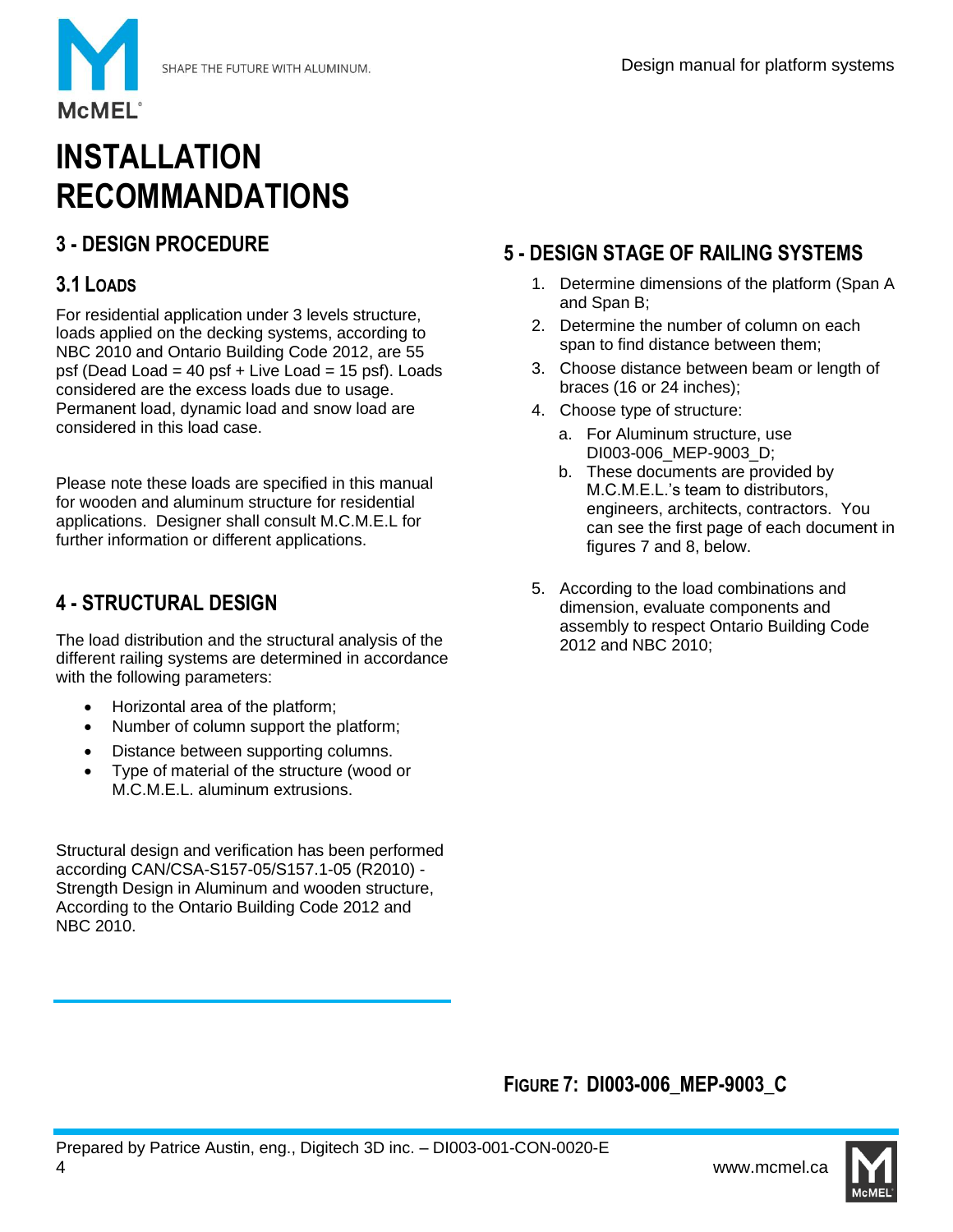# INSTALLATION RECOMMANDATIONS

## 3 - DESIGN PROCEDURE

### 3.1 LOADS

For residential application under 3 levels structure, loads applied on the decking systems, according to NBC 2010 and Ontario Building Code 2012, are 55 psf (Dead Load = 40 psf + Live Load = 15 psf). Loads considered are the excess loads due to usage. Permanent load, dynamic load and snow load are considered in this load case.

Please note these loads are specified in this manual for wooden and aluminum structure for residential applications. Designer shall consult M.C.M.E.L for further information or different applications.

## 4 - STRUCTURAL DESIGN

The load distribution and the structural analysis of the different railing systems are determined in accordance with the following parameters:

- Horizontal area of the platform;
- Number of column support the platform;
- Distance between supporting columns.
- Type of material of the structure (wood or M.C.M.E.L. aluminum extrusions.

Structural design and verification has been performed according CAN/CSA-S157-05/S157.1-05 (R2010) - Strength Design in Aluminum and wooden structure, According to the Ontario Building Code 2012 and NBC 2010.

## 5 - DESIGN STAGE OF RAILING SYSTEMS

1. Determine dimensions of the platform (Span A and Span B;
2. Determine the number of column on each span to find distance between them;
3. Choose distance between beam or length of braces (16 or 24 inches);
4. Choose type of structure:
   a. For Aluminum structure, use DI003-006_MEP-9003_D;
   b. These documents are provided by M.C.M.E.L.'s team to distributors, engineers, architects, contractors. You can see the first page of each document in figures 7 and 8, below.
5. According to the load combinations and dimension, evaluate components and assembly to respect Ontario Building Code 2012 and NBC 2010;

**FIGURE 7: DI003-006_MEP-9003_C**

Prepared by Patrice Austin, eng., Digitech 3D inc. – DI003-001-CON-0020-E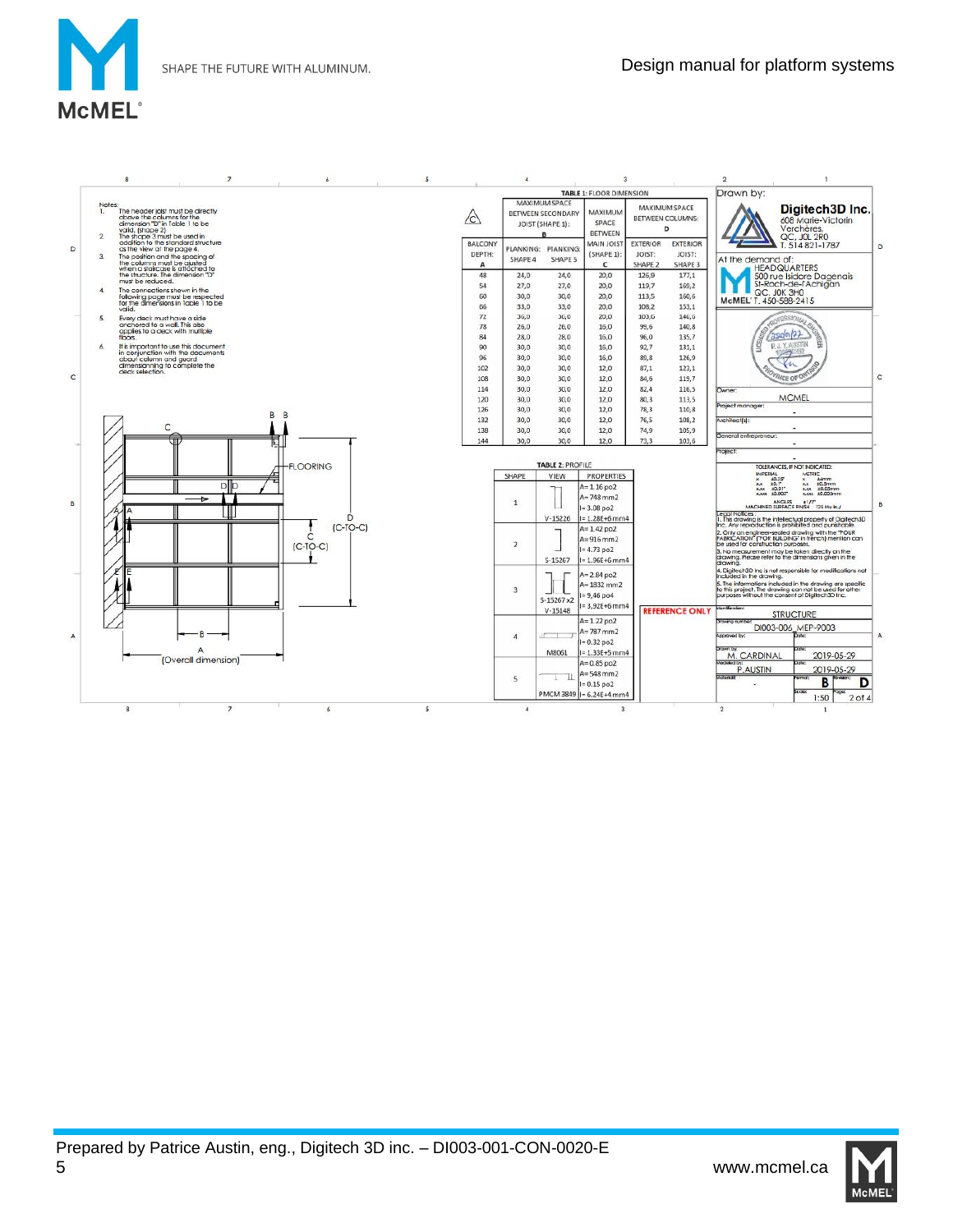Notes:

1. The header joist must be directly above the columns for the dimension "D" in Table 1 to be valid. (shape 2)
2. The shape 3 must be used in addition to the standard structure as the view at the page 4.
3. The position and the spacing of the columns must be ajusted when a staircase is attached to the structure. The dimension "D" must be reduced.
4. The connections shown in the following page must be respected for the dimensions in Table 1 to be valid.
5. Every deck must have a side anchored to a wall. This also applies to a deck with multiple floors.
6. It is important to use this document in conjunction with the documents about column and guard dimensionning to complete the deck selection.

**TABLE 1: FLOOR DIMENSION**

| | MAXIMUM SPACE BETWEEN SECONDARY JOIST (SHAPE 1): B | | MAXIMUM SPACE BETWEEN MAIN JOIST (SHAPE 1): C | MAXIMUM SPACE BETWEEN COLUMNS: D | |
|---|---|---|---|---|---|
| BALCONY DEPTH: A | PLANKING: SHAPE 4 | PLANKING: SHAPE 5 | | EXTERIOR JOIST: SHAPE 2 | EXTERIOR JOIST: SHAPE 3 |
| 48 | 24,0 | 24,0 | 20,0 | 126,9 | 177,1 |
| 54 | 27,0 | 27,0 | 20,0 | 119,7 | 169,2 |
| 60 | 30,0 | 30,0 | 20,0 | 113,5 | 160,6 |
| 66 | 33,0 | 33,0 | 20,0 | 108,2 | 153,1 |
| 72 | 36,0 | 36,0 | 20,0 | 103,6 | 146,6 |
| 78 | 26,0 | 26,0 | 16,0 | 99,6 | 140,8 |
| 84 | 28,0 | 28,0 | 16,0 | 96,0 | 135,7 |
| 90 | 30,0 | 30,0 | 16,0 | 92,7 | 131,1 |
| 96 | 30,0 | 30,0 | 16,0 | 89,8 | 126,9 |
| 102 | 30,0 | 30,0 | 12,0 | 87,1 | 123,1 |
| 108 | 30,0 | 30,0 | 12,0 | 84,6 | 119,7 |
| 114 | 30,0 | 30,0 | 12,0 | 82,4 | 116,5 |
| 120 | 30,0 | 30,0 | 12,0 | 80,3 | 113,5 |
| 126 | 30,0 | 30,0 | 12,0 | 78,3 | 110,8 |
| 132 | 30,0 | 30,0 | 12,0 | 76,5 | 108,2 |
| 138 | 30,0 | 30,0 | 12,0 | 74,9 | 105,9 |
| 144 | 30,0 | 30,0 | 12,0 | 73,3 | 103,6 |

**TABLE 2: PROFILE**

| SHAPE | VIEW | PROPERTIES |
|---|---|---|
| 1 | V-15226 | A= 1.16 po2<br>A= 748 mm2<br>I= 3.08 po2<br>I= 1.28E+6 mm4 |
| 2 | S-15267 | A= 1.42 po2<br>A= 916 mm2<br>I= 4.73 po2<br>I= 1.96E+6 mm4 |
| 3 | S-15267 x2<br>V-15148 | A= 2.84 po2<br>A= 1832 mm2<br>I= 9,46 po4<br>I= 3,92E+6 mm4 |
| 4 | M8061 | A= 1.22 po2<br>A= 787 mm2<br>I= 0.32 po2<br>I= 1.33E+5 mm4 |
| 5 | PMCM 3849 | A= 0.85 po2<br>A= 548 mm2<br>I= 0.15 po2<br>I= 6.24E+4 mm4 |

REFERENCE ONLY

FLOORING

B — A (Overall dimension) — C (C-TO-C) — D (C-TO-C)

Drawn by: Digitech3D Inc. 608 Marie-Victorin Verchères, QC, J0L 2R0 T. 514 821-1787

At the demand of: McMEL HEADQUARTERS 500 rue Isidore Dagenais St-Roch-de-l'Achigan QC, J0K 3H0 T. 450-588-2415

Owner: MCMEL

Project manager: -

Architect(s): -

General entrepreneur: -

Project: -

TOLERANCES, IF NOT INDICATED: IMPERIAL x ±0.25" .xx ±0.1" .xxx ±0.01" .xxxx ±0.005" — METRIC x ±4mm .x ±0.3mm .xx ±0.03mm .xxx ±0.005mm — ANGLES ±1/2° — MACHINED SURFACE FINISH 125 Mu in./

Legal notices:
1. This drawing is the intellectual property of Digitech3D Inc. Any reproduction is prohibited and punishable.
2. Only an engineer-sealed drawing with the "POUR FABRICATION" ("FOR BUILDING" in french) mention can be used for construction purposes.
3. No measurement may be taken directly on the drawing. Please refer to the dimensions given in the drawing.
4. Digitech3D Inc is not responsible for modifications not included in the drawing.
5. The informations included in the drawing are specific to this project. The drawing can not be used for other purposes without the consent of Digitech3D Inc.

Identification: STRUCTURE

Drawing number: DI003-006_MEP-9003

Approved by: — Date:

Drawn by: M. CARDINAL — Date: 2019-05-29

Modeled by: P. AUSTIN — Date: 2019-05-29

Material: - — Format: B — Revision: D — Scale: 1:50 — Page: 2 of 4

Prepared by Patrice Austin, eng., Digitech 3D inc. – DI003-001-CON-0020-E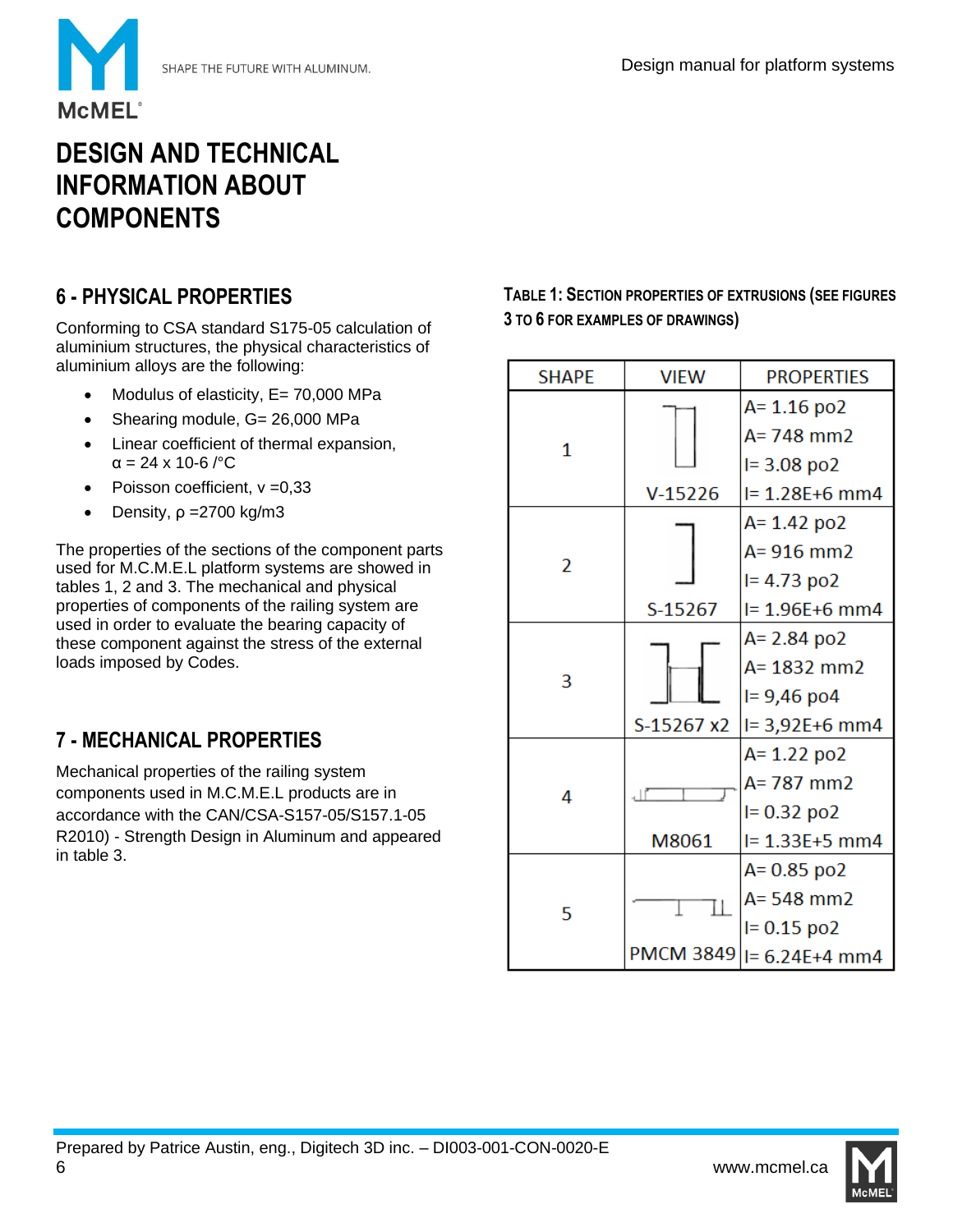# DESIGN AND TECHNICAL INFORMATION ABOUT COMPONENTS

## 6 - PHYSICAL PROPERTIES

Conforming to CSA standard S175-05 calculation of aluminium structures, the physical characteristics of aluminium alloys are the following:

- Modulus of elasticity, E= 70,000 MPa
- Shearing module, G= 26,000 MPa
- Linear coefficient of thermal expansion, α = 24 x 10-6 /°C
- Poisson coefficient, v =0,33
- Density, ρ =2700 kg/m3

The properties of the sections of the component parts used for M.C.M.E.L platform systems are showed in tables 1, 2 and 3. The mechanical and physical properties of components of the railing system are used in order to evaluate the bearing capacity of these component against the stress of the external loads imposed by Codes.

## 7 - MECHANICAL PROPERTIES

Mechanical properties of the railing system components used in M.C.M.E.L products are in accordance with the CAN/CSA-S157-05/S157.1-05 R2010) - Strength Design in Aluminum and appeared in table 3.

**TABLE 1: SECTION PROPERTIES OF EXTRUSIONS (SEE FIGURES 3 TO 6 FOR EXAMPLES OF DRAWINGS)**

| SHAPE | VIEW | PROPERTIES |
|---|---|---|
| 1 | V-15226 | A= 1.16 po2<br>A= 748 mm2<br>I= 3.08 po2<br>I= 1.28E+6 mm4 |
| 2 | S-15267 | A= 1.42 po2<br>A= 916 mm2<br>I= 4.73 po2<br>I= 1.96E+6 mm4 |
| 3 | S-15267 x2 | A= 2.84 po2<br>A= 1832 mm2<br>I= 9,46 po4<br>I= 3,92E+6 mm4 |
| 4 | M8061 | A= 1.22 po2<br>A= 787 mm2<br>I= 0.32 po2<br>I= 1.33E+5 mm4 |
| 5 | PMCM 3849 | A= 0.85 po2<br>A= 548 mm2<br>I= 0.15 po2<br>I= 6.24E+4 mm4 |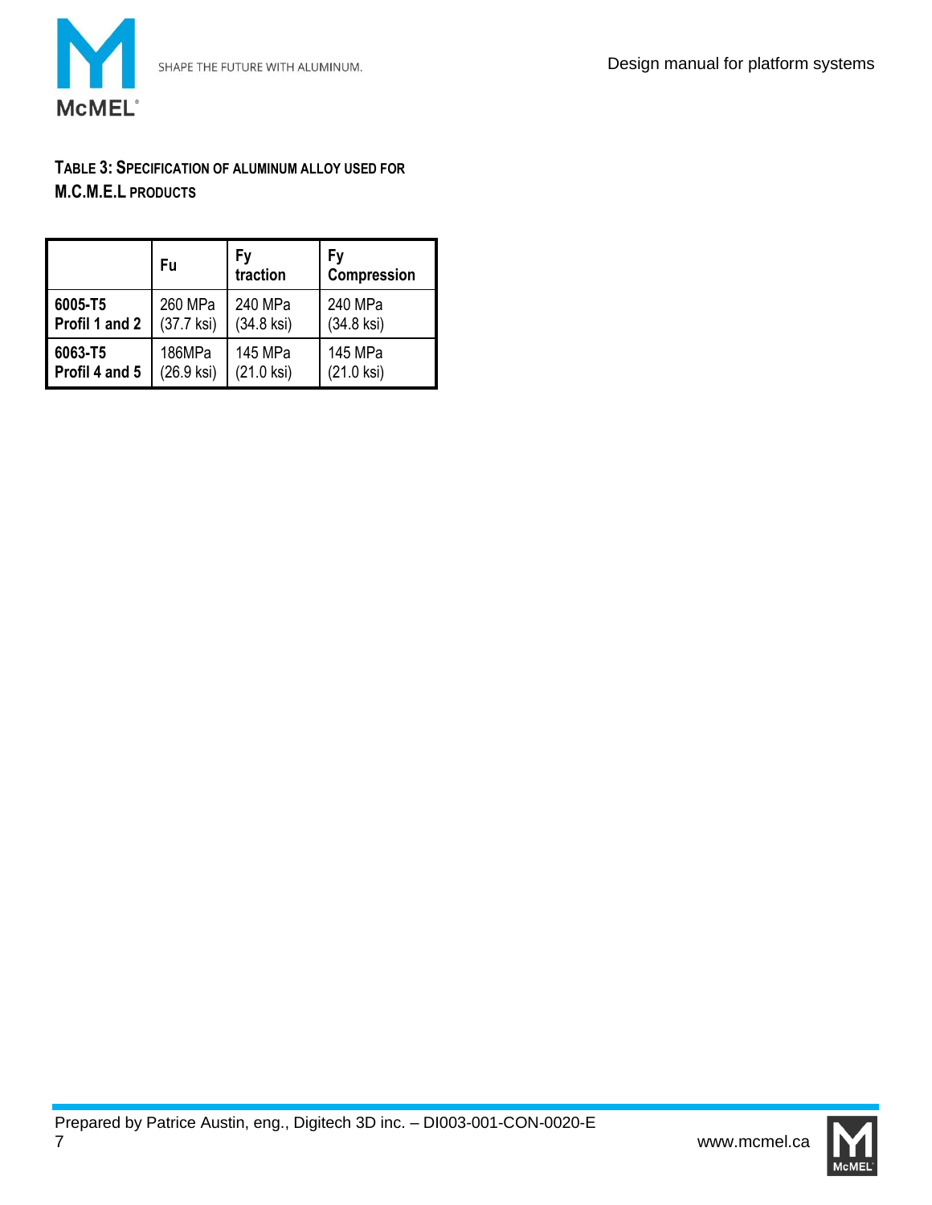**TABLE 3: SPECIFICATION OF ALUMINUM ALLOY USED FOR M.C.M.E.L PRODUCTS**

| | Fu | Fy traction | Fy Compression |
|---|---|---|---|
| **6005-T5 Profil 1 and 2** | 260 MPa (37.7 ksi) | 240 MPa (34.8 ksi) | 240 MPa (34.8 ksi) |
| **6063-T5 Profil 4 and 5** | 186MPa (26.9 ksi) | 145 MPa (21.0 ksi) | 145 MPa (21.0 ksi) |